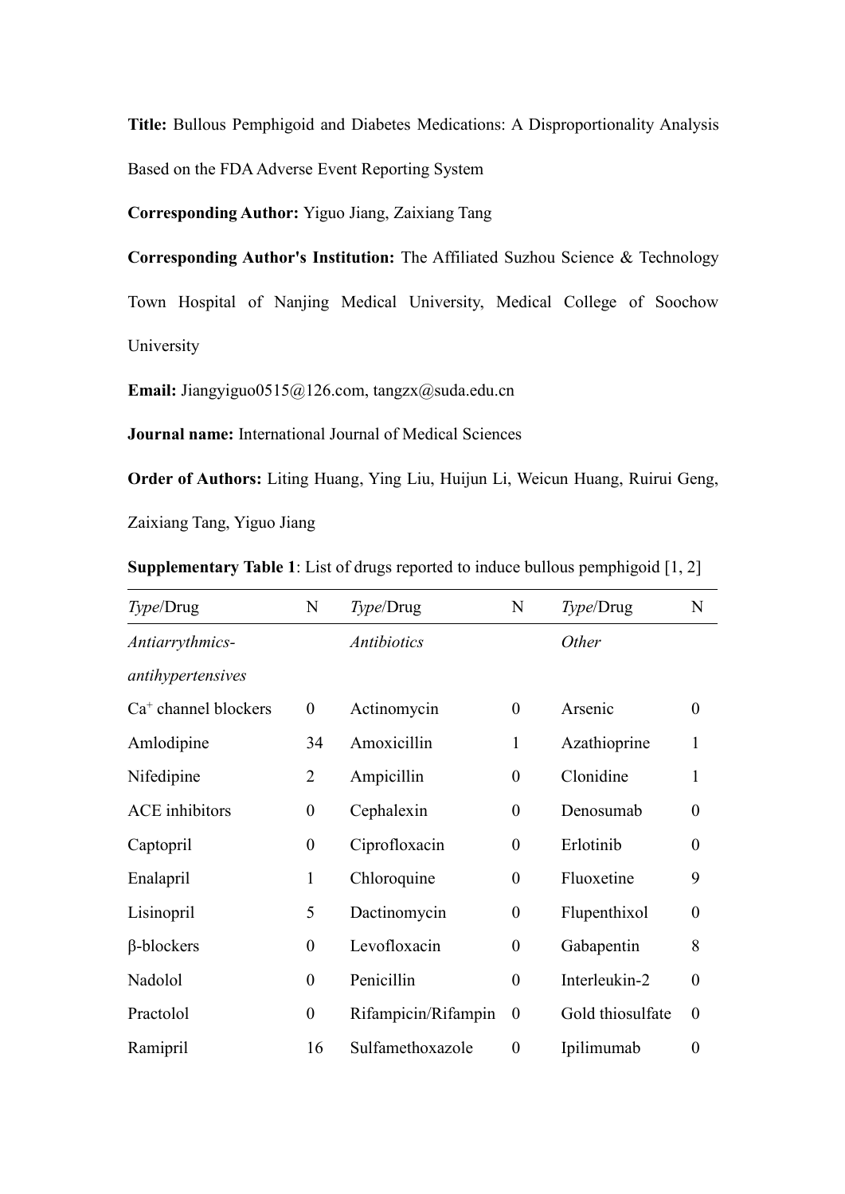**Title:** Bullous Pemphigoid and Diabetes Medications: A Disproportionality Analysis Based on the FDA Adverse Event Reporting System

**Corresponding Author:** Yiguo Jiang, Zaixiang Tang

**Corresponding Author's Institution:** The Affiliated Suzhou Science & Technology Town Hospital of Nanjing Medical University, Medical College of Soochow University

**Email:** Jiangyiguo0515@126.com, tangzx@suda.edu.cn

**Journal name:** International Journal of Medical Sciences

**Order of Authors:** Liting Huang, Ying Liu, Huijun Li, Weicun Huang, Ruirui Geng, Zaixiang Tang, Yiguo Jiang

**Supplementary Table 1**: List of drugs reported to induce bullous pemphigoid [1, 2]

| *Type*/Drug | N | *Type*/Drug | N | *Type*/Drug | N |
|---|---|---|---|---|---|
| *Antiarrythmics-antihypertensives* | | *Antibiotics* | | *Other* | |
| $Ca^+$ channel blockers | 0 | Actinomycin | 0 | Arsenic | 0 |
| Amlodipine | 34 | Amoxicillin | 1 | Azathioprine | 1 |
| Nifedipine | 2 | Ampicillin | 0 | Clonidine | 1 |
| ACE inhibitors | 0 | Cephalexin | 0 | Denosumab | 0 |
| Captopril | 0 | Ciprofloxacin | 0 | Erlotinib | 0 |
| Enalapril | 1 | Chloroquine | 0 | Fluoxetine | 9 |
| Lisinopril | 5 | Dactinomycin | 0 | Flupenthixol | 0 |
| β-blockers | 0 | Levofloxacin | 0 | Gabapentin | 8 |
| Nadolol | 0 | Penicillin | 0 | Interleukin-2 | 0 |
| Practolol | 0 | Rifampicin/Rifampin | 0 | Gold thiosulfate | 0 |
| Ramipril | 16 | Sulfamethoxazole | 0 | Ipilimumab | 0 |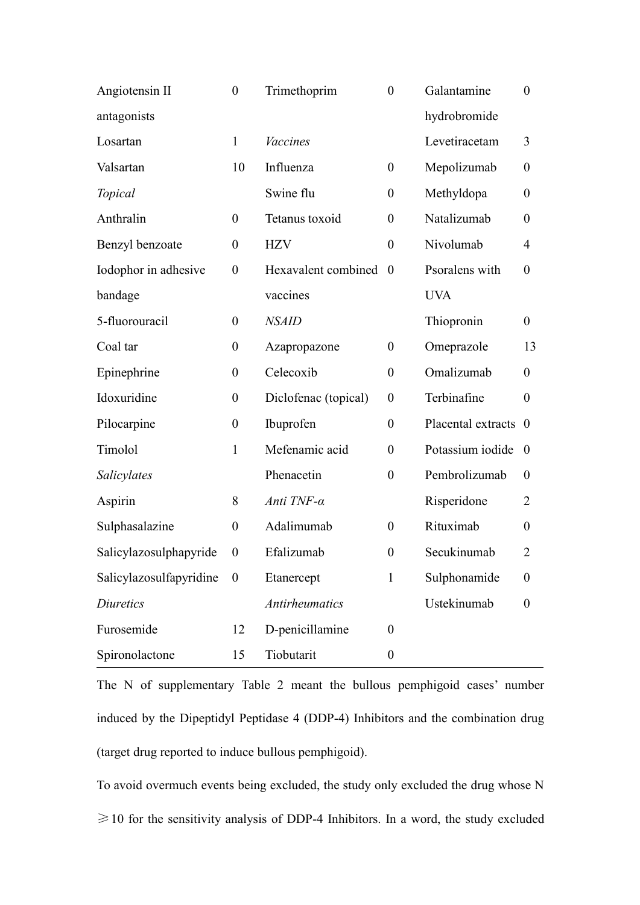| | | | | | |
|---|---|---|---|---|---|
| Angiotensin II antagonists | 0 | Trimethoprim | 0 | Galantamine hydrobromide | 0 |
| Losartan | 1 | *Vaccines* | | Levetiracetam | 3 |
| Valsartan | 10 | Influenza | 0 | Mepolizumab | 0 |
| *Topical* | | Swine flu | 0 | Methyldopa | 0 |
| Anthralin | 0 | Tetanus toxoid | 0 | Natalizumab | 0 |
| Benzyl benzoate | 0 | HZV | 0 | Nivolumab | 4 |
| Iodophor in adhesive bandage | 0 | Hexavalent combined vaccines | 0 | Psoralens with UVA | 0 |
| 5-fluorouracil | 0 | *NSAID* | | Thiopronin | 0 |
| Coal tar | 0 | Azapropazone | 0 | Omeprazole | 13 |
| Epinephrine | 0 | Celecoxib | 0 | Omalizumab | 0 |
| Idoxuridine | 0 | Diclofenac (topical) | 0 | Terbinafine | 0 |
| Pilocarpine | 0 | Ibuprofen | 0 | Placental extracts | 0 |
| Timolol | 1 | Mefenamic acid | 0 | Potassium iodide | 0 |
| *Salicylates* | | Phenacetin | 0 | Pembrolizumab | 0 |
| Aspirin | 8 | *Anti TNF-α* | | Risperidone | 2 |
| Sulphasalazine | 0 | Adalimumab | 0 | Rituximab | 0 |
| Salicylazosulphapyride | 0 | Efalizumab | 0 | Secukinumab | 2 |
| Salicylazosulfapyridine | 0 | Etanercept | 1 | Sulphonamide | 0 |
| *Diuretics* | | *Antirheumatics* | | Ustekinumab | 0 |
| Furosemide | 12 | D-penicillamine | 0 | | |
| Spironolactone | 15 | Tiobutarit | 0 | | |

The N of supplementary Table 2 meant the bullous pemphigoid cases' number induced by the Dipeptidyl Peptidase 4 (DDP-4) Inhibitors and the combination drug (target drug reported to induce bullous pemphigoid).

To avoid overmuch events being excluded, the study only excluded the drug whose N ≥10 for the sensitivity analysis of DDP-4 Inhibitors. In a word, the study excluded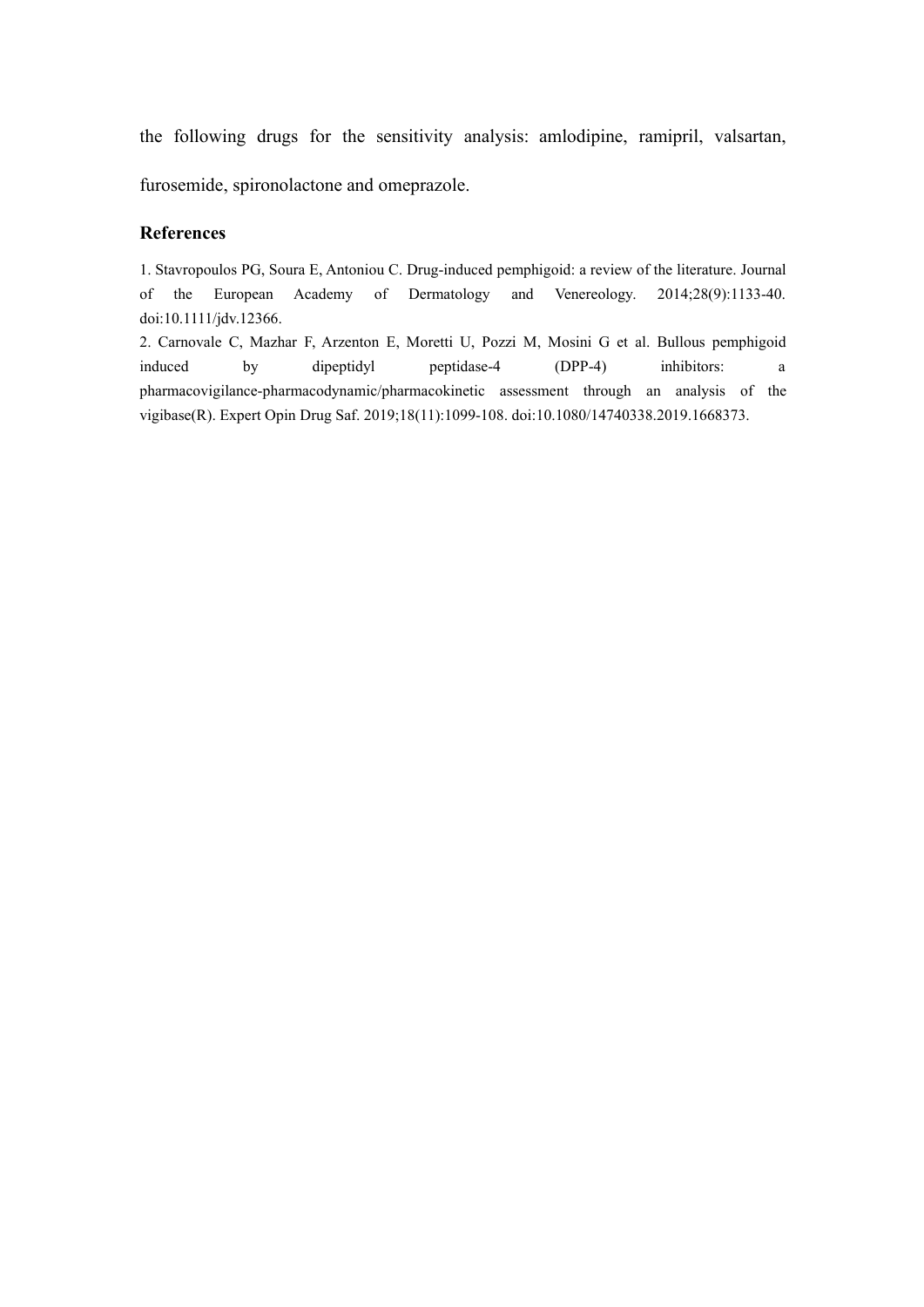the following drugs for the sensitivity analysis: amlodipine, ramipril, valsartan, furosemide, spironolactone and omeprazole.

## References

1. Stavropoulos PG, Soura E, Antoniou C. Drug-induced pemphigoid: a review of the literature. Journal of the European Academy of Dermatology and Venereology. 2014;28(9):1133-40. doi:10.1111/jdv.12366.
2. Carnovale C, Mazhar F, Arzenton E, Moretti U, Pozzi M, Mosini G et al. Bullous pemphigoid induced by dipeptidyl peptidase-4 (DPP-4) inhibitors: a pharmacovigilance-pharmacodynamic/pharmacokinetic assessment through an analysis of the vigibase(R). Expert Opin Drug Saf. 2019;18(11):1099-108. doi:10.1080/14740338.2019.1668373.